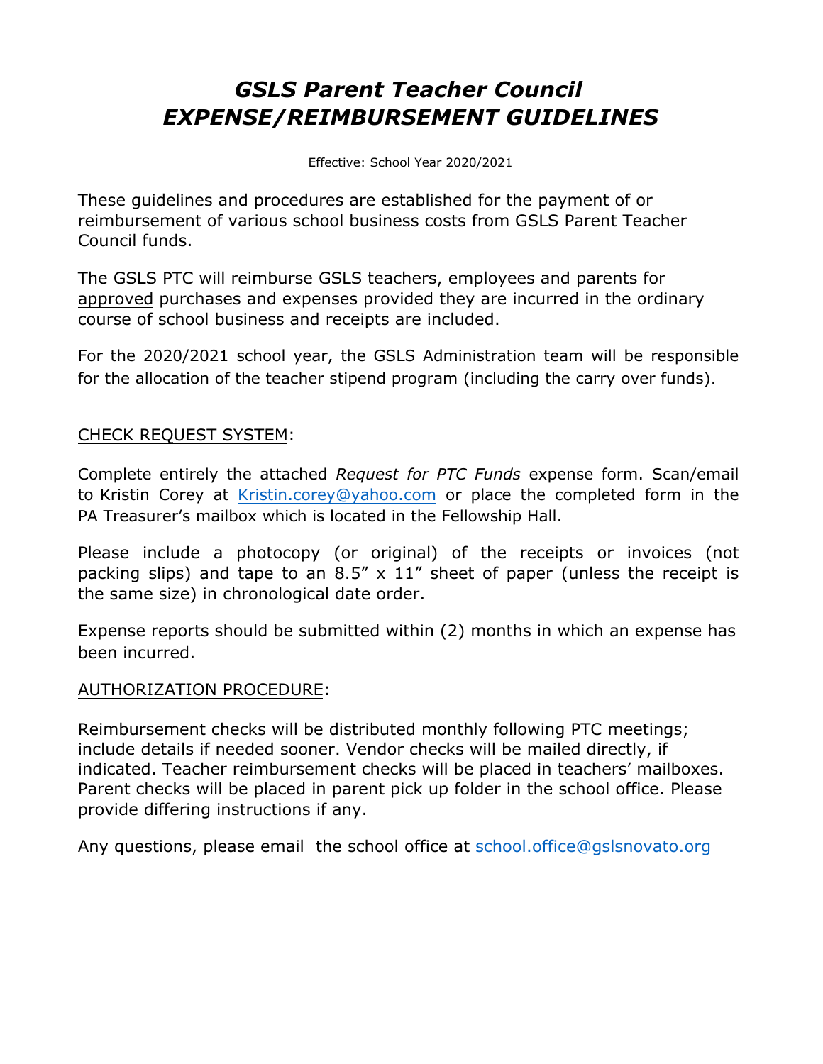# *GSLS Parent Teacher Council*
# *EXPENSE/REIMBURSEMENT GUIDELINES*

Effective: School Year 2020/2021

These guidelines and procedures are established for the payment of or reimbursement of various school business costs from GSLS Parent Teacher Council funds.

The GSLS PTC will reimburse GSLS teachers, employees and parents for approved purchases and expenses provided they are incurred in the ordinary course of school business and receipts are included.

For the 2020/2021 school year, the GSLS Administration team will be responsible for the allocation of the teacher stipend program (including the carry over funds).

CHECK REQUEST SYSTEM:

Complete entirely the attached *Request for PTC Funds* expense form. Scan/email to Kristin Corey at Kristin.corey@yahoo.com or place the completed form in the PA Treasurer's mailbox which is located in the Fellowship Hall.

Please include a photocopy (or original) of the receipts or invoices (not packing slips) and tape to an 8.5" x 11" sheet of paper (unless the receipt is the same size) in chronological date order.

Expense reports should be submitted within (2) months in which an expense has been incurred.

AUTHORIZATION PROCEDURE:

Reimbursement checks will be distributed monthly following PTC meetings; include details if needed sooner. Vendor checks will be mailed directly, if indicated. Teacher reimbursement checks will be placed in teachers' mailboxes. Parent checks will be placed in parent pick up folder in the school office. Please provide differing instructions if any.

Any questions, please email the school office at school.office@gslsnovato.org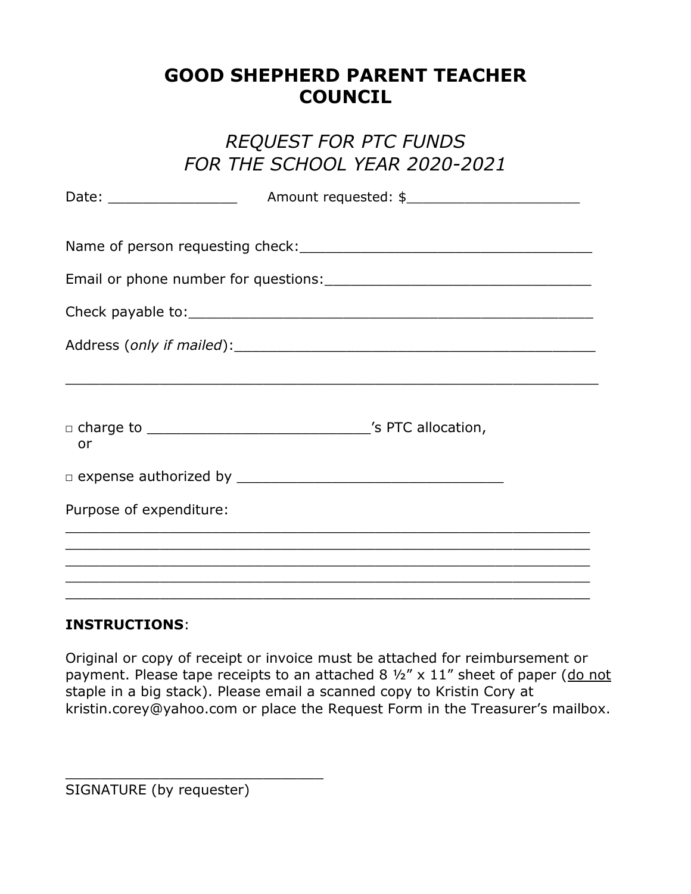# GOOD SHEPHERD PARENT TEACHER COUNCIL

## *REQUEST FOR PTC FUNDS FOR THE SCHOOL YEAR 2020-2021*

Date: _______________ Amount requested: $____________________

Name of person requesting check:___________________________________

Email or phone number for questions:_______________________________

Check payable to:_______________________________________________

Address (*only if mailed*):__________________________________________

______________________________________________________________

□ charge to __________________________'s PTC allocation,
or

□ expense authorized by _______________________________

Purpose of expenditure:
______________________________________________________________
______________________________________________________________
______________________________________________________________
______________________________________________________________
______________________________________________________________

**INSTRUCTIONS**:

Original or copy of receipt or invoice must be attached for reimbursement or payment. Please tape receipts to an attached 8 ½" x 11" sheet of paper (<u>do not</u> staple in a big stack). Please email a scanned copy to Kristin Cory at kristin.corey@yahoo.com or place the Request Form in the Treasurer's mailbox.

_______________________________
SIGNATURE (by requester)